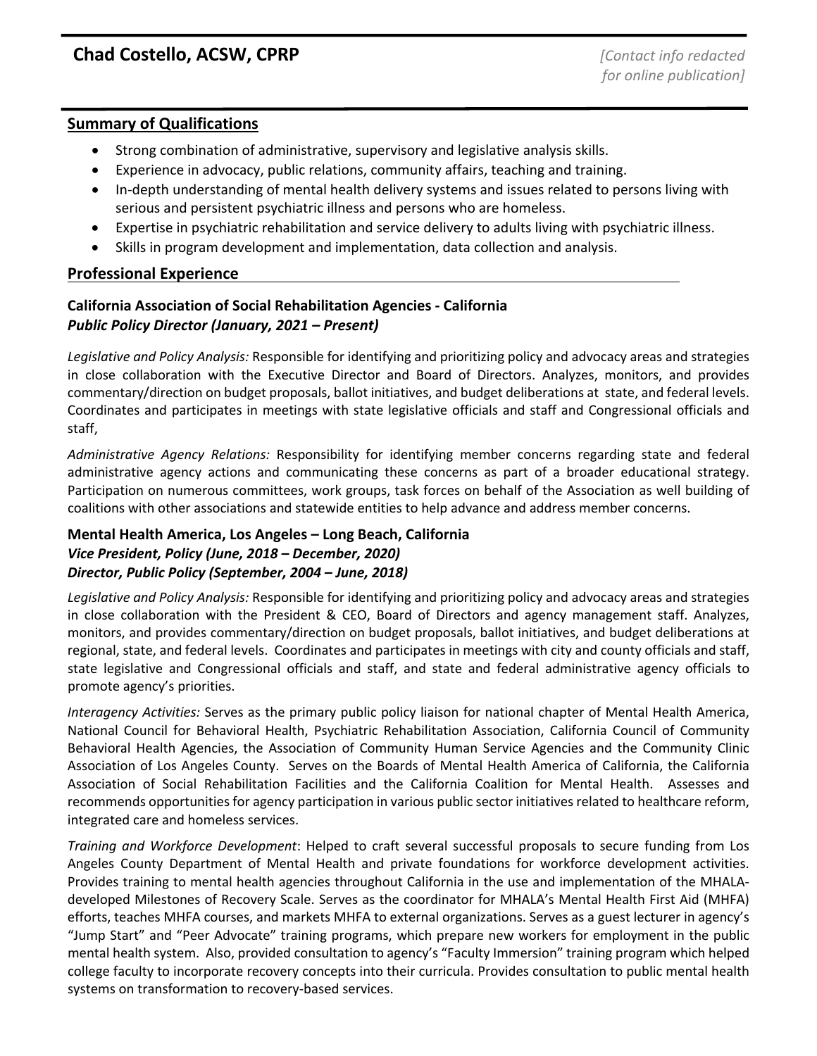# Chad Costello, ACSW, CPRP

*[Contact info redacted for online publication]*

## Summary of Qualifications

- Strong combination of administrative, supervisory and legislative analysis skills.
- Experience in advocacy, public relations, community affairs, teaching and training.
- In-depth understanding of mental health delivery systems and issues related to persons living with serious and persistent psychiatric illness and persons who are homeless.
- Expertise in psychiatric rehabilitation and service delivery to adults living with psychiatric illness.
- Skills in program development and implementation, data collection and analysis.

## Professional Experience

### California Association of Social Rehabilitation Agencies - California
***Public Policy Director (January, 2021 – Present)***

*Legislative and Policy Analysis:* Responsible for identifying and prioritizing policy and advocacy areas and strategies in close collaboration with the Executive Director and Board of Directors. Analyzes, monitors, and provides commentary/direction on budget proposals, ballot initiatives, and budget deliberations at state, and federal levels. Coordinates and participates in meetings with state legislative officials and staff and Congressional officials and staff,

*Administrative Agency Relations:* Responsibility for identifying member concerns regarding state and federal administrative agency actions and communicating these concerns as part of a broader educational strategy. Participation on numerous committees, work groups, task forces on behalf of the Association as well building of coalitions with other associations and statewide entities to help advance and address member concerns.

### Mental Health America, Los Angeles – Long Beach, California
***Vice President, Policy (June, 2018 – December, 2020)***
***Director, Public Policy (September, 2004 – June, 2018)***

*Legislative and Policy Analysis:* Responsible for identifying and prioritizing policy and advocacy areas and strategies in close collaboration with the President & CEO, Board of Directors and agency management staff. Analyzes, monitors, and provides commentary/direction on budget proposals, ballot initiatives, and budget deliberations at regional, state, and federal levels. Coordinates and participates in meetings with city and county officials and staff, state legislative and Congressional officials and staff, and state and federal administrative agency officials to promote agency's priorities.

*Interagency Activities:* Serves as the primary public policy liaison for national chapter of Mental Health America, National Council for Behavioral Health, Psychiatric Rehabilitation Association, California Council of Community Behavioral Health Agencies, the Association of Community Human Service Agencies and the Community Clinic Association of Los Angeles County. Serves on the Boards of Mental Health America of California, the California Association of Social Rehabilitation Facilities and the California Coalition for Mental Health. Assesses and recommends opportunities for agency participation in various public sector initiatives related to healthcare reform, integrated care and homeless services.

*Training and Workforce Development*: Helped to craft several successful proposals to secure funding from Los Angeles County Department of Mental Health and private foundations for workforce development activities. Provides training to mental health agencies throughout California in the use and implementation of the MHALA-developed Milestones of Recovery Scale. Serves as the coordinator for MHALA's Mental Health First Aid (MHFA) efforts, teaches MHFA courses, and markets MHFA to external organizations. Serves as a guest lecturer in agency's "Jump Start" and "Peer Advocate" training programs, which prepare new workers for employment in the public mental health system. Also, provided consultation to agency's "Faculty Immersion" training program which helped college faculty to incorporate recovery concepts into their curricula. Provides consultation to public mental health systems on transformation to recovery-based services.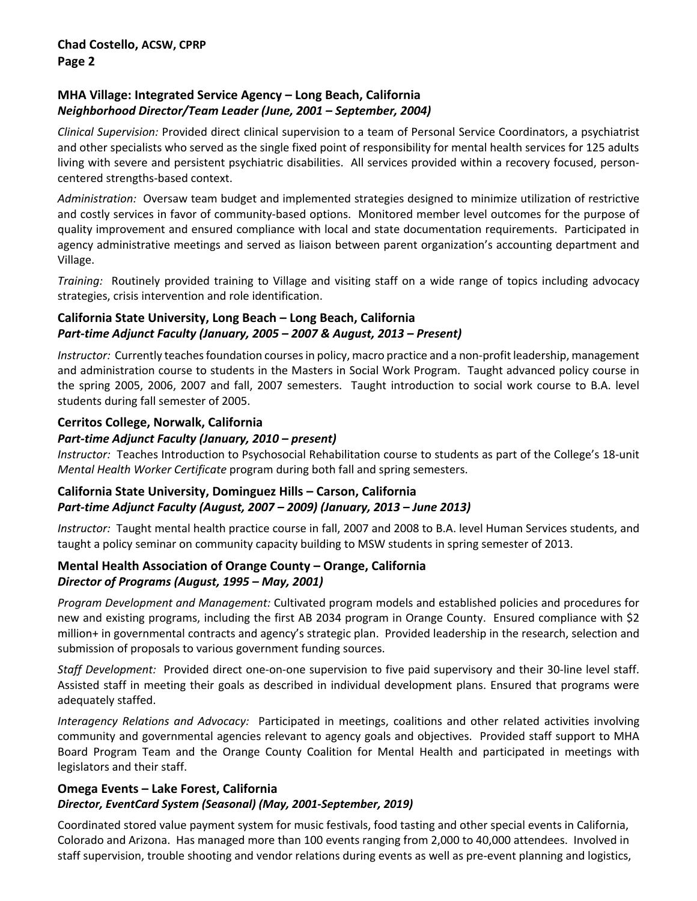### MHA Village: Integrated Service Agency – Long Beach, California
***Neighborhood Director/Team Leader (June, 2001 – September, 2004)***

*Clinical Supervision:* Provided direct clinical supervision to a team of Personal Service Coordinators, a psychiatrist and other specialists who served as the single fixed point of responsibility for mental health services for 125 adults living with severe and persistent psychiatric disabilities. All services provided within a recovery focused, person-centered strengths-based context.

*Administration:* Oversaw team budget and implemented strategies designed to minimize utilization of restrictive and costly services in favor of community-based options. Monitored member level outcomes for the purpose of quality improvement and ensured compliance with local and state documentation requirements. Participated in agency administrative meetings and served as liaison between parent organization's accounting department and Village.

*Training:* Routinely provided training to Village and visiting staff on a wide range of topics including advocacy strategies, crisis intervention and role identification.

### California State University, Long Beach – Long Beach, California
***Part-time Adjunct Faculty (January, 2005 – 2007 & August, 2013 – Present)***

*Instructor:* Currently teaches foundation courses in policy, macro practice and a non-profit leadership, management and administration course to students in the Masters in Social Work Program. Taught advanced policy course in the spring 2005, 2006, 2007 and fall, 2007 semesters. Taught introduction to social work course to B.A. level students during fall semester of 2005.

### Cerritos College, Norwalk, California
***Part-time Adjunct Faculty (January, 2010 – present)***

*Instructor:* Teaches Introduction to Psychosocial Rehabilitation course to students as part of the College's 18-unit *Mental Health Worker Certificate* program during both fall and spring semesters.

### California State University, Dominguez Hills – Carson, California
***Part-time Adjunct Faculty (August, 2007 – 2009) (January, 2013 – June 2013)***

*Instructor:* Taught mental health practice course in fall, 2007 and 2008 to B.A. level Human Services students, and taught a policy seminar on community capacity building to MSW students in spring semester of 2013.

### Mental Health Association of Orange County – Orange, California
***Director of Programs (August, 1995 – May, 2001)***

*Program Development and Management:* Cultivated program models and established policies and procedures for new and existing programs, including the first AB 2034 program in Orange County. Ensured compliance with $2 million+ in governmental contracts and agency's strategic plan. Provided leadership in the research, selection and submission of proposals to various government funding sources.

*Staff Development:* Provided direct one-on-one supervision to five paid supervisory and their 30-line level staff. Assisted staff in meeting their goals as described in individual development plans. Ensured that programs were adequately staffed.

*Interagency Relations and Advocacy:* Participated in meetings, coalitions and other related activities involving community and governmental agencies relevant to agency goals and objectives. Provided staff support to MHA Board Program Team and the Orange County Coalition for Mental Health and participated in meetings with legislators and their staff.

### Omega Events – Lake Forest, California
***Director, EventCard System (Seasonal) (May, 2001-September, 2019)***

Coordinated stored value payment system for music festivals, food tasting and other special events in California, Colorado and Arizona. Has managed more than 100 events ranging from 2,000 to 40,000 attendees. Involved in staff supervision, trouble shooting and vendor relations during events as well as pre-event planning and logistics,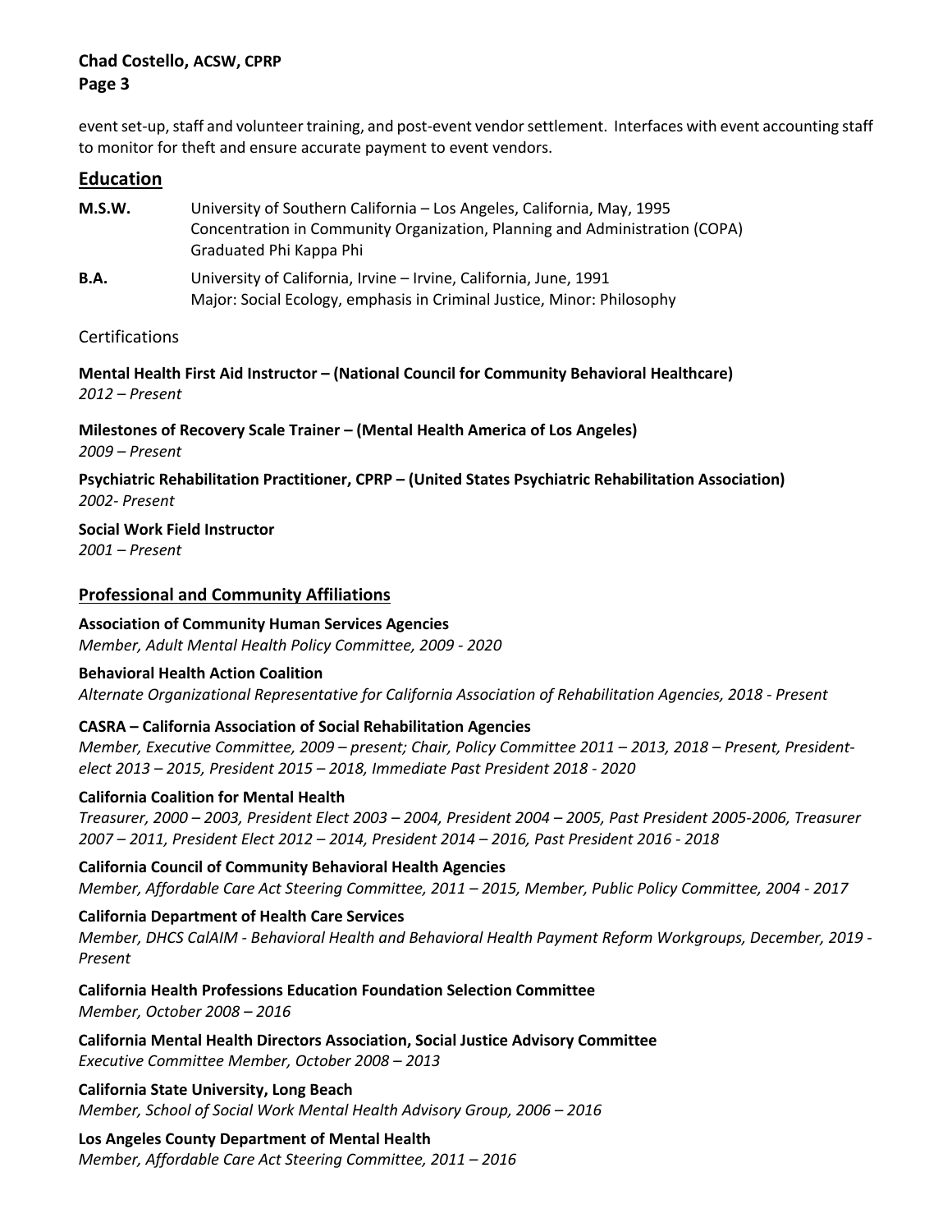event set-up, staff and volunteer training, and post-event vendor settlement. Interfaces with event accounting staff to monitor for theft and ensure accurate payment to event vendors.

## Education

**M.S.W.** University of Southern California – Los Angeles, California, May, 1995
Concentration in Community Organization, Planning and Administration (COPA)
Graduated Phi Kappa Phi

**B.A.** University of California, Irvine – Irvine, California, June, 1991
Major: Social Ecology, emphasis in Criminal Justice, Minor: Philosophy

### Certifications

**Mental Health First Aid Instructor – (National Council for Community Behavioral Healthcare)**
*2012 – Present*

**Milestones of Recovery Scale Trainer – (Mental Health America of Los Angeles)**
*2009 – Present*

**Psychiatric Rehabilitation Practitioner, CPRP – (United States Psychiatric Rehabilitation Association)**
*2002- Present*

**Social Work Field Instructor**
*2001 – Present*

## Professional and Community Affiliations

**Association of Community Human Services Agencies**
*Member, Adult Mental Health Policy Committee, 2009 - 2020*

**Behavioral Health Action Coalition**
*Alternate Organizational Representative for California Association of Rehabilitation Agencies, 2018 - Present*

**CASRA – California Association of Social Rehabilitation Agencies**
*Member, Executive Committee, 2009 – present; Chair, Policy Committee 2011 – 2013, 2018 – Present, President-elect 2013 – 2015, President 2015 – 2018, Immediate Past President 2018 - 2020*

**California Coalition for Mental Health**
*Treasurer, 2000 – 2003, President Elect 2003 – 2004, President 2004 – 2005, Past President 2005-2006, Treasurer 2007 – 2011, President Elect 2012 – 2014, President 2014 – 2016, Past President 2016 - 2018*

**California Council of Community Behavioral Health Agencies**
*Member, Affordable Care Act Steering Committee, 2011 – 2015, Member, Public Policy Committee, 2004 - 2017*

**California Department of Health Care Services**
*Member, DHCS CalAIM - Behavioral Health and Behavioral Health Payment Reform Workgroups, December, 2019 - Present*

**California Health Professions Education Foundation Selection Committee**
*Member, October 2008 – 2016*

**California Mental Health Directors Association, Social Justice Advisory Committee**
*Executive Committee Member, October 2008 – 2013*

**California State University, Long Beach**
*Member, School of Social Work Mental Health Advisory Group, 2006 – 2016*

**Los Angeles County Department of Mental Health**
*Member, Affordable Care Act Steering Committee, 2011 – 2016*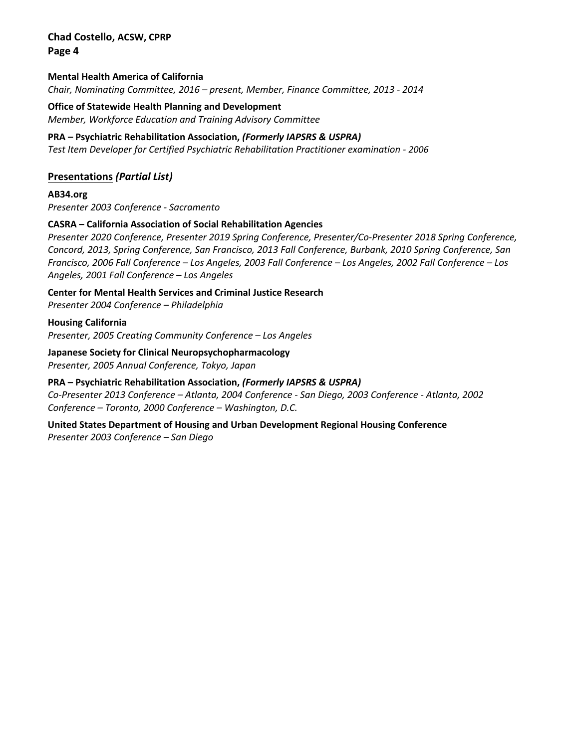**Mental Health America of California**
*Chair, Nominating Committee, 2016 – present, Member, Finance Committee, 2013 - 2014*

**Office of Statewide Health Planning and Development**
*Member, Workforce Education and Training Advisory Committee*

**PRA – Psychiatric Rehabilitation Association,** ***(Formerly IAPSRS & USPRA)***
*Test Item Developer for Certified Psychiatric Rehabilitation Practitioner examination - 2006*

## Presentations *(Partial List)*

**AB34.org**
*Presenter 2003 Conference - Sacramento*

**CASRA – California Association of Social Rehabilitation Agencies**
*Presenter 2020 Conference, Presenter 2019 Spring Conference, Presenter/Co-Presenter 2018 Spring Conference, Concord, 2013, Spring Conference, San Francisco, 2013 Fall Conference, Burbank, 2010 Spring Conference, San Francisco, 2006 Fall Conference – Los Angeles, 2003 Fall Conference – Los Angeles, 2002 Fall Conference – Los Angeles, 2001 Fall Conference – Los Angeles*

**Center for Mental Health Services and Criminal Justice Research**
*Presenter 2004 Conference – Philadelphia*

**Housing California**
*Presenter, 2005 Creating Community Conference – Los Angeles*

**Japanese Society for Clinical Neuropsychopharmacology**
*Presenter, 2005 Annual Conference, Tokyo, Japan*

**PRA – Psychiatric Rehabilitation Association,** ***(Formerly IAPSRS & USPRA)***
*Co-Presenter 2013 Conference – Atlanta, 2004 Conference - San Diego, 2003 Conference - Atlanta, 2002 Conference – Toronto, 2000 Conference – Washington, D.C.*

**United States Department of Housing and Urban Development Regional Housing Conference**
*Presenter 2003 Conference – San Diego*